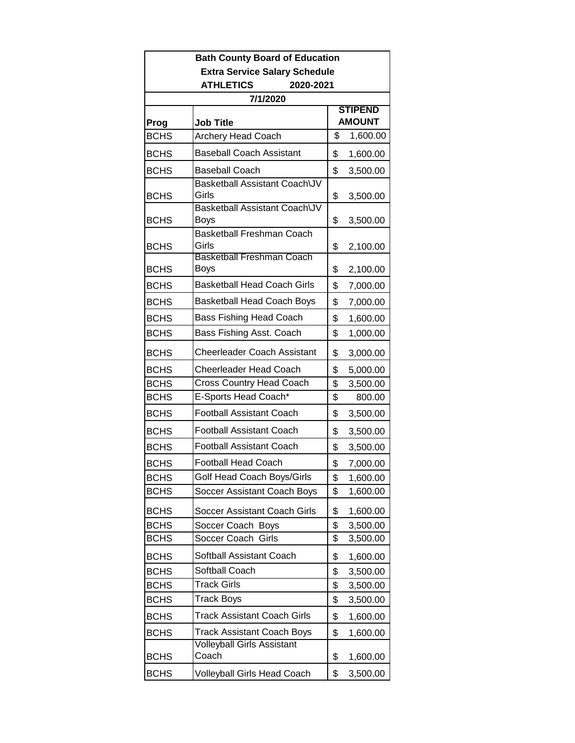**Bath County Board of Education**

**Extra Service Salary Schedule**

**ATHLETICS 2020-2021**

**7/1/2020**

| Prog | Job Title | STIPEND AMOUNT |
|---|---|---|
| BCHS | Archery Head Coach | $ 1,600.00 |
| BCHS | Baseball Coach Assistant | $ 1,600.00 |
| BCHS | Baseball Coach | $ 3,500.00 |
| BCHS | Basketball Assistant Coach\JV Girls | $ 3,500.00 |
| BCHS | Basketball Assistant Coach\JV Boys | $ 3,500.00 |
| BCHS | Basketball Freshman Coach Girls | $ 2,100.00 |
| BCHS | Basketball Freshman Coach Boys | $ 2,100.00 |
| BCHS | Basketball Head Coach Girls | $ 7,000.00 |
| BCHS | Basketball Head Coach Boys | $ 7,000.00 |
| BCHS | Bass Fishing Head Coach | $ 1,600.00 |
| BCHS | Bass Fishing Asst. Coach | $ 1,000.00 |
| BCHS | Cheerleader Coach Assistant | $ 3,000.00 |
| BCHS | Cheerleader Head Coach | $ 5,000.00 |
| BCHS | Cross Country Head Coach | $ 3,500.00 |
| BCHS | E-Sports Head Coach* | $ 800.00 |
| BCHS | Football Assistant Coach | $ 3,500.00 |
| BCHS | Football Assistant Coach | $ 3,500.00 |
| BCHS | Football Assistant Coach | $ 3,500.00 |
| BCHS | Football Head Coach | $ 7,000.00 |
| BCHS | Golf Head Coach Boys/Girls | $ 1,600.00 |
| BCHS | Soccer Assistant Coach Boys | $ 1,600.00 |
| BCHS | Soccer Assistant Coach Girls | $ 1,600.00 |
| BCHS | Soccer Coach Boys | $ 3,500.00 |
| BCHS | Soccer Coach Girls | $ 3,500.00 |
| BCHS | Softball Assistant Coach | $ 1,600.00 |
| BCHS | Softball Coach | $ 3,500.00 |
| BCHS | Track Girls | $ 3,500.00 |
| BCHS | Track Boys | $ 3,500.00 |
| BCHS | Track Assistant Coach Girls | $ 1,600.00 |
| BCHS | Track Assistant Coach Boys | $ 1,600.00 |
| BCHS | Volleyball Girls Assistant Coach | $ 1,600.00 |
| BCHS | Volleyball Girls Head Coach | $ 3,500.00 |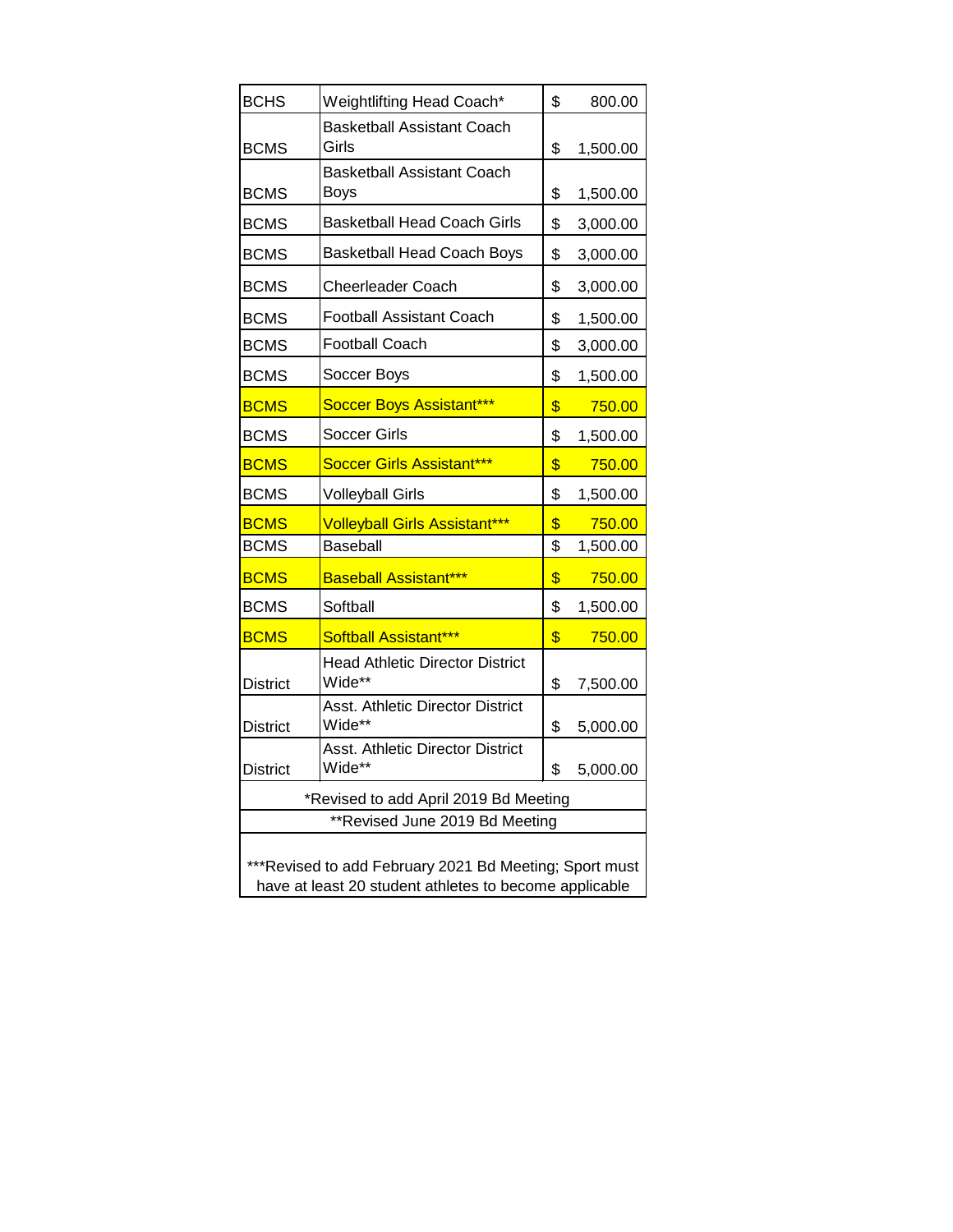| | | | |
|---|---|---|---|
| BCHS | Weightlifting Head Coach* | $ | 800.00 |
| BCMS | Basketball Assistant Coach Girls | $ | 1,500.00 |
| BCMS | Basketball Assistant Coach Boys | $ | 1,500.00 |
| BCMS | Basketball Head Coach Girls | $ | 3,000.00 |
| BCMS | Basketball Head Coach Boys | $ | 3,000.00 |
| BCMS | Cheerleader Coach | $ | 3,000.00 |
| BCMS | Football Assistant Coach | $ | 1,500.00 |
| BCMS | Football Coach | $ | 3,000.00 |
| BCMS | Soccer Boys | $ | 1,500.00 |
| BCMS | Soccer Boys Assistant*** | $ | 750.00 |
| BCMS | Soccer Girls | $ | 1,500.00 |
| BCMS | Soccer Girls Assistant*** | $ | 750.00 |
| BCMS | Volleyball Girls | $ | 1,500.00 |
| BCMS | Volleyball Girls Assistant*** | $ | 750.00 |
| BCMS | Baseball | $ | 1,500.00 |
| BCMS | Baseball Assistant*** | $ | 750.00 |
| BCMS | Softball | $ | 1,500.00 |
| BCMS | Softball Assistant*** | $ | 750.00 |
| District | Head Athletic Director District Wide** | $ | 7,500.00 |
| District | Asst. Athletic Director District Wide** | $ | 5,000.00 |
| District | Asst. Athletic Director District Wide** | $ | 5,000.00 |

*Revised to add April 2019 Bd Meeting

**Revised June 2019 Bd Meeting

***Revised to add February 2021 Bd Meeting; Sport must have at least 20 student athletes to become applicable